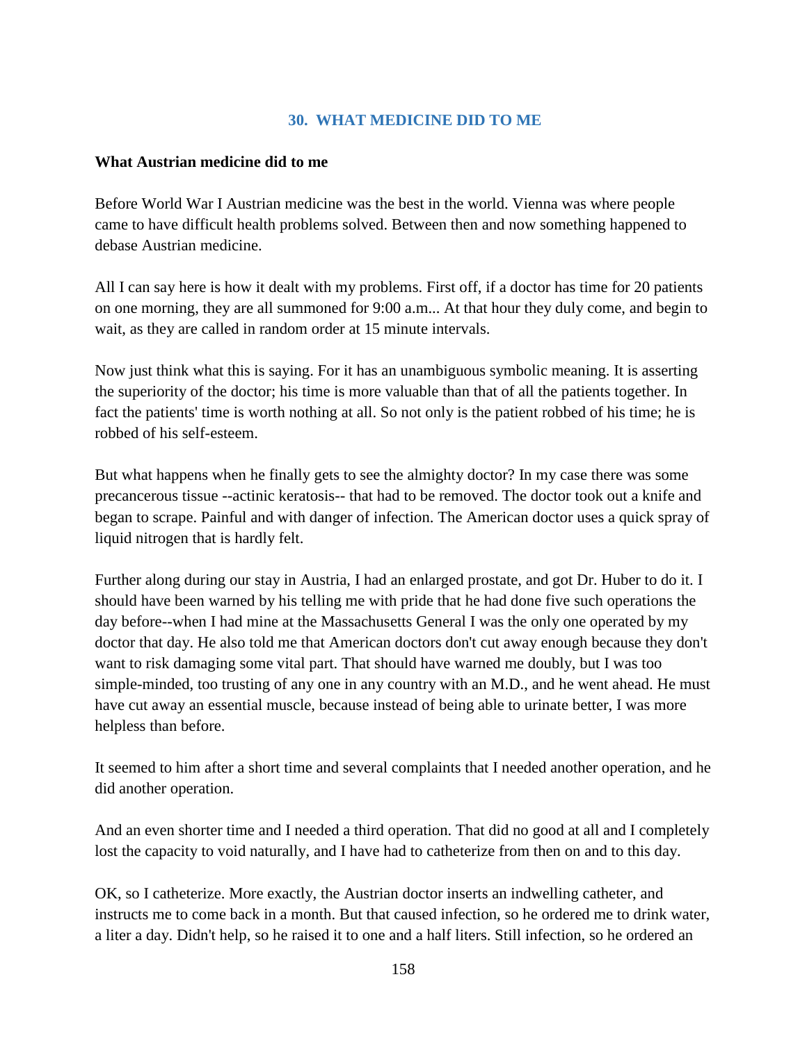## 30. WHAT MEDICINE DID TO ME

**What Austrian medicine did to me**

Before World War I Austrian medicine was the best in the world. Vienna was where people came to have difficult health problems solved. Between then and now something happened to debase Austrian medicine.

All I can say here is how it dealt with my problems. First off, if a doctor has time for 20 patients on one morning, they are all summoned for 9:00 a.m... At that hour they duly come, and begin to wait, as they are called in random order at 15 minute intervals.

Now just think what this is saying. For it has an unambiguous symbolic meaning. It is asserting the superiority of the doctor; his time is more valuable than that of all the patients together. In fact the patients' time is worth nothing at all. So not only is the patient robbed of his time; he is robbed of his self-esteem.

But what happens when he finally gets to see the almighty doctor? In my case there was some precancerous tissue --actinic keratosis-- that had to be removed. The doctor took out a knife and began to scrape. Painful and with danger of infection. The American doctor uses a quick spray of liquid nitrogen that is hardly felt.

Further along during our stay in Austria, I had an enlarged prostate, and got Dr. Huber to do it. I should have been warned by his telling me with pride that he had done five such operations the day before--when I had mine at the Massachusetts General I was the only one operated by my doctor that day. He also told me that American doctors don't cut away enough because they don't want to risk damaging some vital part. That should have warned me doubly, but I was too simple-minded, too trusting of any one in any country with an M.D., and he went ahead. He must have cut away an essential muscle, because instead of being able to urinate better, I was more helpless than before.

It seemed to him after a short time and several complaints that I needed another operation, and he did another operation.

And an even shorter time and I needed a third operation. That did no good at all and I completely lost the capacity to void naturally, and I have had to catheterize from then on and to this day.

OK, so I catheterize. More exactly, the Austrian doctor inserts an indwelling catheter, and instructs me to come back in a month. But that caused infection, so he ordered me to drink water, a liter a day. Didn't help, so he raised it to one and a half liters. Still infection, so he ordered an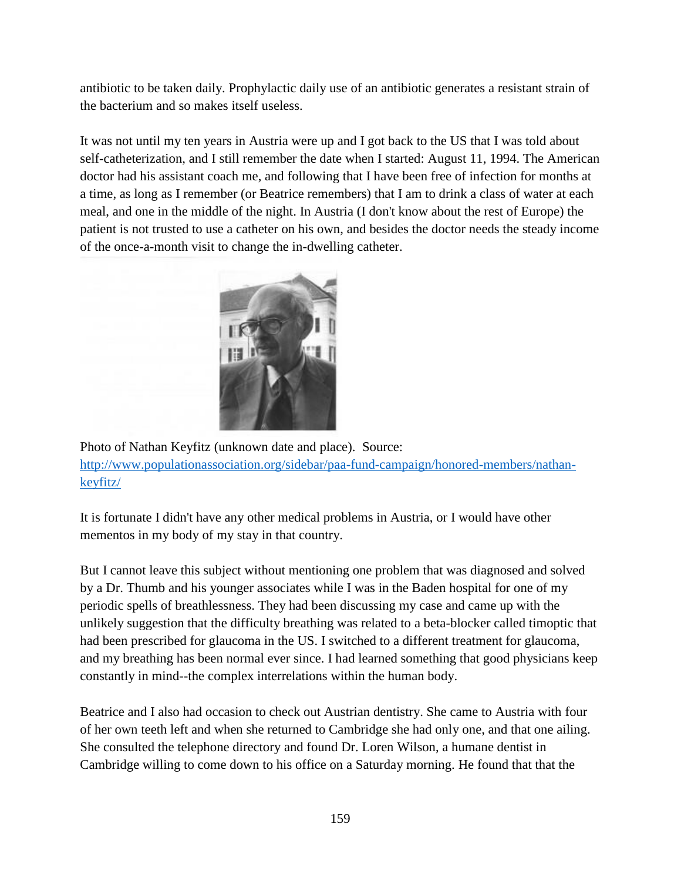antibiotic to be taken daily. Prophylactic daily use of an antibiotic generates a resistant strain of the bacterium and so makes itself useless.

It was not until my ten years in Austria were up and I got back to the US that I was told about self-catheterization, and I still remember the date when I started: August 11, 1994. The American doctor had his assistant coach me, and following that I have been free of infection for months at a time, as long as I remember (or Beatrice remembers) that I am to drink a class of water at each meal, and one in the middle of the night. In Austria (I don't know about the rest of Europe) the patient is not trusted to use a catheter on his own, and besides the doctor needs the steady income of the once-a-month visit to change the in-dwelling catheter.

Photo of Nathan Keyfitz (unknown date and place). Source: [http://www.populationassociation.org/sidebar/paa-fund-campaign/honored-members/nathan-keyfitz/](http://www.populationassociation.org/sidebar/paa-fund-campaign/honored-members/nathan-keyfitz/)

It is fortunate I didn't have any other medical problems in Austria, or I would have other mementos in my body of my stay in that country.

But I cannot leave this subject without mentioning one problem that was diagnosed and solved by a Dr. Thumb and his younger associates while I was in the Baden hospital for one of my periodic spells of breathlessness. They had been discussing my case and came up with the unlikely suggestion that the difficulty breathing was related to a beta-blocker called timoptic that had been prescribed for glaucoma in the US. I switched to a different treatment for glaucoma, and my breathing has been normal ever since. I had learned something that good physicians keep constantly in mind--the complex interrelations within the human body.

Beatrice and I also had occasion to check out Austrian dentistry. She came to Austria with four of her own teeth left and when she returned to Cambridge she had only one, and that one ailing. She consulted the telephone directory and found Dr. Loren Wilson, a humane dentist in Cambridge willing to come down to his office on a Saturday morning. He found that that the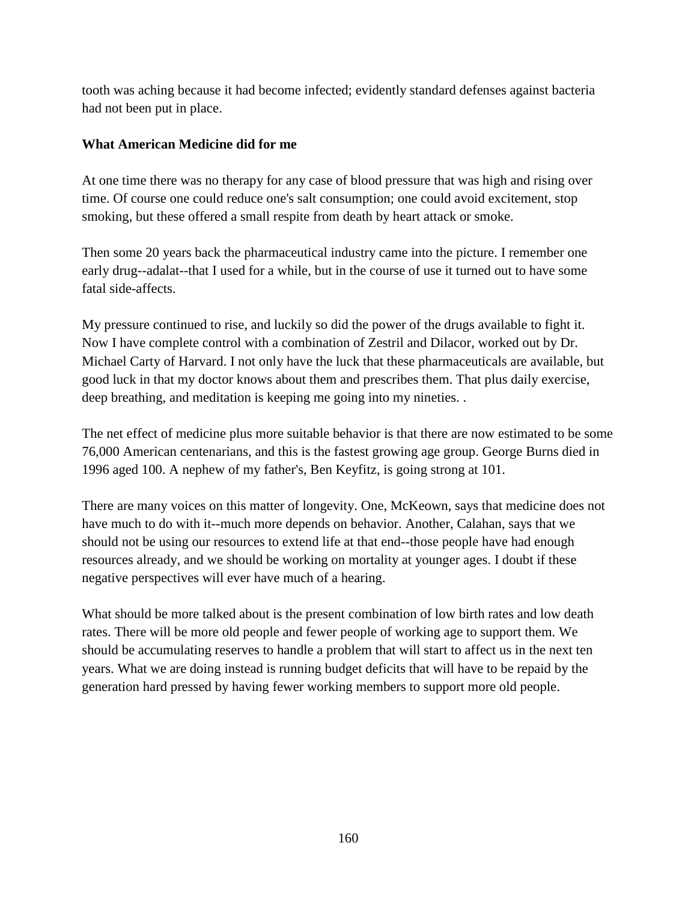tooth was aching because it had become infected; evidently standard defenses against bacteria had not been put in place.

**What American Medicine did for me**

At one time there was no therapy for any case of blood pressure that was high and rising over time. Of course one could reduce one's salt consumption; one could avoid excitement, stop smoking, but these offered a small respite from death by heart attack or smoke.

Then some 20 years back the pharmaceutical industry came into the picture. I remember one early drug--adalat--that I used for a while, but in the course of use it turned out to have some fatal side-affects.

My pressure continued to rise, and luckily so did the power of the drugs available to fight it. Now I have complete control with a combination of Zestril and Dilacor, worked out by Dr. Michael Carty of Harvard. I not only have the luck that these pharmaceuticals are available, but good luck in that my doctor knows about them and prescribes them. That plus daily exercise, deep breathing, and meditation is keeping me going into my nineties. .

The net effect of medicine plus more suitable behavior is that there are now estimated to be some 76,000 American centenarians, and this is the fastest growing age group. George Burns died in 1996 aged 100. A nephew of my father's, Ben Keyfitz, is going strong at 101.

There are many voices on this matter of longevity. One, McKeown, says that medicine does not have much to do with it--much more depends on behavior. Another, Calahan, says that we should not be using our resources to extend life at that end--those people have had enough resources already, and we should be working on mortality at younger ages. I doubt if these negative perspectives will ever have much of a hearing.

What should be more talked about is the present combination of low birth rates and low death rates. There will be more old people and fewer people of working age to support them. We should be accumulating reserves to handle a problem that will start to affect us in the next ten years. What we are doing instead is running budget deficits that will have to be repaid by the generation hard pressed by having fewer working members to support more old people.